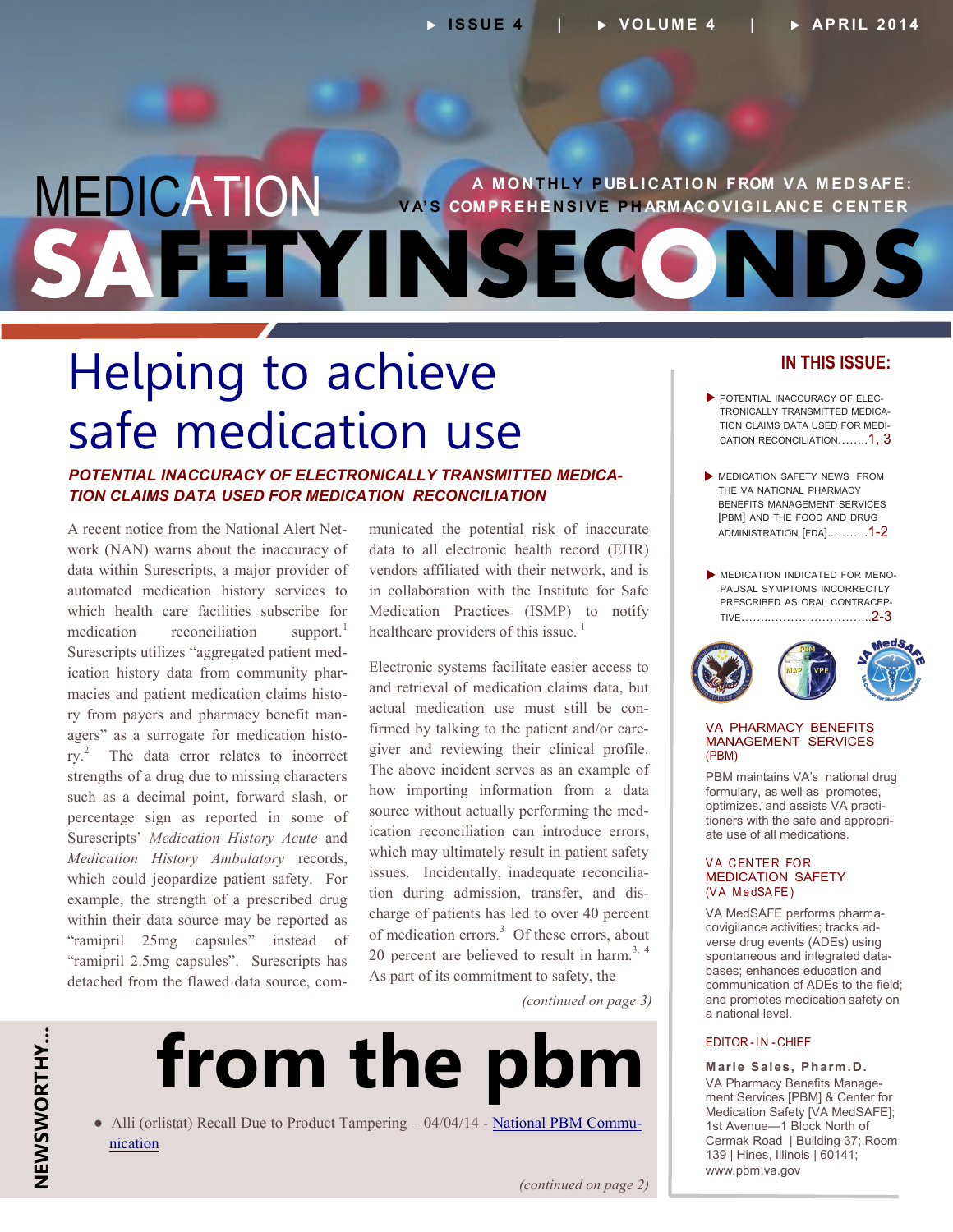# MEDICATION SAFETY IN SECONDS

A MONTHLY PUBLICATION FROM VA MEDSAFE: VA'S COMPREHENSIVE PHARMACOVIGILANCE CENTER

ISSUE 4 | VOLUME 4 | APRIL 2014

## Helping to achieve safe medication use

### *POTENTIAL INACCURACY OF ELECTRONICALLY TRANSMITTED MEDICATION CLAIMS DATA USED FOR MEDICATION RECONCILIATION*

A recent notice from the National Alert Network (NAN) warns about the inaccuracy of data within Surescripts, a major provider of automated medication history services to which health care facilities subscribe for medication reconciliation support.[1] Surescripts utilizes "aggregated patient medication history data from community pharmacies and patient medication claims history from payers and pharmacy benefit managers" as a surrogate for medication history.[2] The data error relates to incorrect strengths of a drug due to missing characters such as a decimal point, forward slash, or percentage sign as reported in some of Surescripts' *Medication History Acute* and *Medication History Ambulatory* records, which could jeopardize patient safety. For example, the strength of a prescribed drug within their data source may be reported as "ramipril 25mg capsules" instead of "ramipril 2.5mg capsules". Surescripts has detached from the flawed data source, communicated the potential risk of inaccurate data to all electronic health record (EHR) vendors affiliated with their network, and is in collaboration with the Institute for Safe Medication Practices (ISMP) to notify healthcare providers of this issue.[1]

Electronic systems facilitate easier access to and retrieval of medication claims data, but actual medication use must still be confirmed by talking to the patient and/or caregiver and reviewing their clinical profile. The above incident serves as an example of how importing information from a data source without actually performing the medication reconciliation can introduce errors, which may ultimately result in patient safety issues. Incidentally, inadequate reconciliation during admission, transfer, and discharge of patients has led to over 40 percent of medication errors.[3] Of these errors, about 20 percent are believed to result in harm.[3, 4] As part of its commitment to safety, the

*(continued on page 3)*

## from the pbm

**NEWSWORTHY...**

- Alli (orlistat) Recall Due to Product Tampering – 04/04/14 - National PBM Communication

*(continued on page 2)*

### IN THIS ISSUE:

- POTENTIAL INACCURACY OF ELECTRONICALLY TRANSMITTED MEDICATION CLAIMS DATA USED FOR MEDICATION RECONCILIATION……..1, 3
- MEDICATION SAFETY NEWS FROM THE VA NATIONAL PHARMACY BENEFITS MANAGEMENT SERVICES [PBM] AND THE FOOD AND DRUG ADMINISTRATION [FDA]……… .1-2
- MEDICATION INDICATED FOR MENOPAUSAL SYMPTOMS INCORRECTLY PRESCRIBED AS ORAL CONTRACEPTIVE………………………………..2-3

### VA PHARMACY BENEFITS MANAGEMENT SERVICES (PBM)

PBM maintains VA's national drug formulary, as well as promotes, optimizes, and assists VA practitioners with the safe and appropriate use of all medications.

### VA CENTER FOR MEDICATION SAFETY (VA MedSAFE)

VA MedSAFE performs pharmacovigilance activities; tracks adverse drug events (ADEs) using spontaneous and integrated databases; enhances education and communication of ADEs to the field; and promotes medication safety on a national level.

### EDITOR-IN-CHIEF

**Marie Sales, Pharm.D.**
VA Pharmacy Benefits Management Services [PBM] & Center for Medication Safety [VA MedSAFE]; 1st Avenue—1 Block North of Cermak Road | Building 37; Room 139 | Hines, Illinois | 60141; www.pbm.va.gov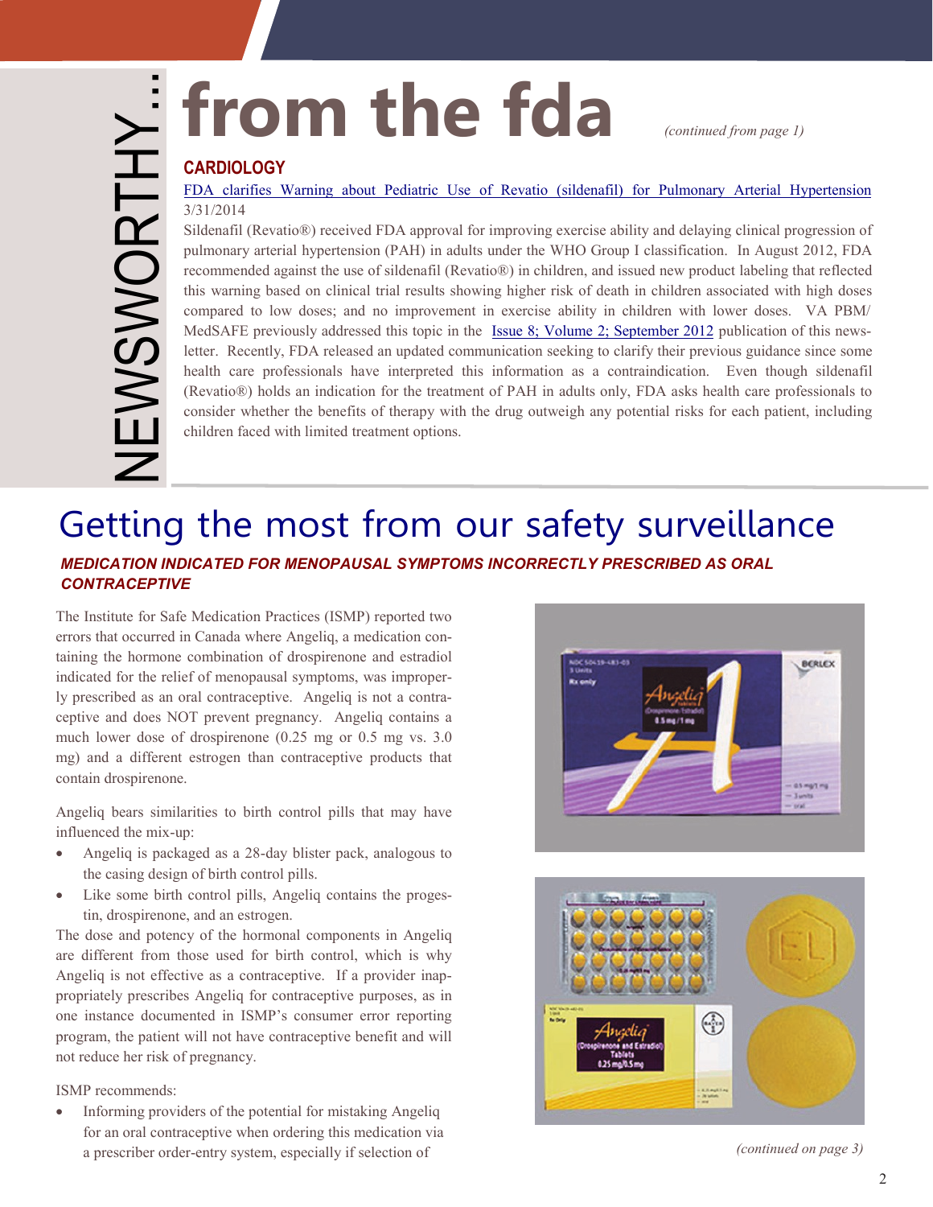# from the fda

*(continued from page 1)*

## CARDIOLOGY

FDA clarifies Warning about Pediatric Use of Revatio (sildenafil) for Pulmonary Arterial Hypertension 3/31/2014

Sildenafil (Revatio®) received FDA approval for improving exercise ability and delaying clinical progression of pulmonary arterial hypertension (PAH) in adults under the WHO Group I classification. In August 2012, FDA recommended against the use of sildenafil (Revatio®) in children, and issued new product labeling that reflected this warning based on clinical trial results showing higher risk of death in children associated with high doses compared to low doses; and no improvement in exercise ability in children with lower doses. VA PBM/MedSAFE previously addressed this topic in the Issue 8; Volume 2; September 2012 publication of this newsletter. Recently, FDA released an updated communication seeking to clarify their previous guidance since some health care professionals have interpreted this information as a contraindication. Even though sildenafil (Revatio®) holds an indication for the treatment of PAH in adults only, FDA asks health care professionals to consider whether the benefits of therapy with the drug outweigh any potential risks for each patient, including children faced with limited treatment options.

# Getting the most from our safety surveillance

### *MEDICATION INDICATED FOR MENOPAUSAL SYMPTOMS INCORRECTLY PRESCRIBED AS ORAL CONTRACEPTIVE*

The Institute for Safe Medication Practices (ISMP) reported two errors that occurred in Canada where Angeliq, a medication containing the hormone combination of drospirenone and estradiol indicated for the relief of menopausal symptoms, was improperly prescribed as an oral contraceptive. Angeliq is not a contraceptive and does NOT prevent pregnancy. Angeliq contains a much lower dose of drospirenone (0.25 mg or 0.5 mg vs. 3.0 mg) and a different estrogen than contraceptive products that contain drospirenone.

Angeliq bears similarities to birth control pills that may have influenced the mix-up:

- Angeliq is packaged as a 28-day blister pack, analogous to the casing design of birth control pills.
- Like some birth control pills, Angeliq contains the progestin, drospirenone, and an estrogen.

The dose and potency of the hormonal components in Angeliq are different from those used for birth control, which is why Angeliq is not effective as a contraceptive. If a provider inappropriately prescribes Angeliq for contraceptive purposes, as in one instance documented in ISMP's consumer error reporting program, the patient will not have contraceptive benefit and will not reduce her risk of pregnancy.

ISMP recommends:

- Informing providers of the potential for mistaking Angeliq for an oral contraceptive when ordering this medication via a prescriber order-entry system, especially if selection of

*(continued on page 3)*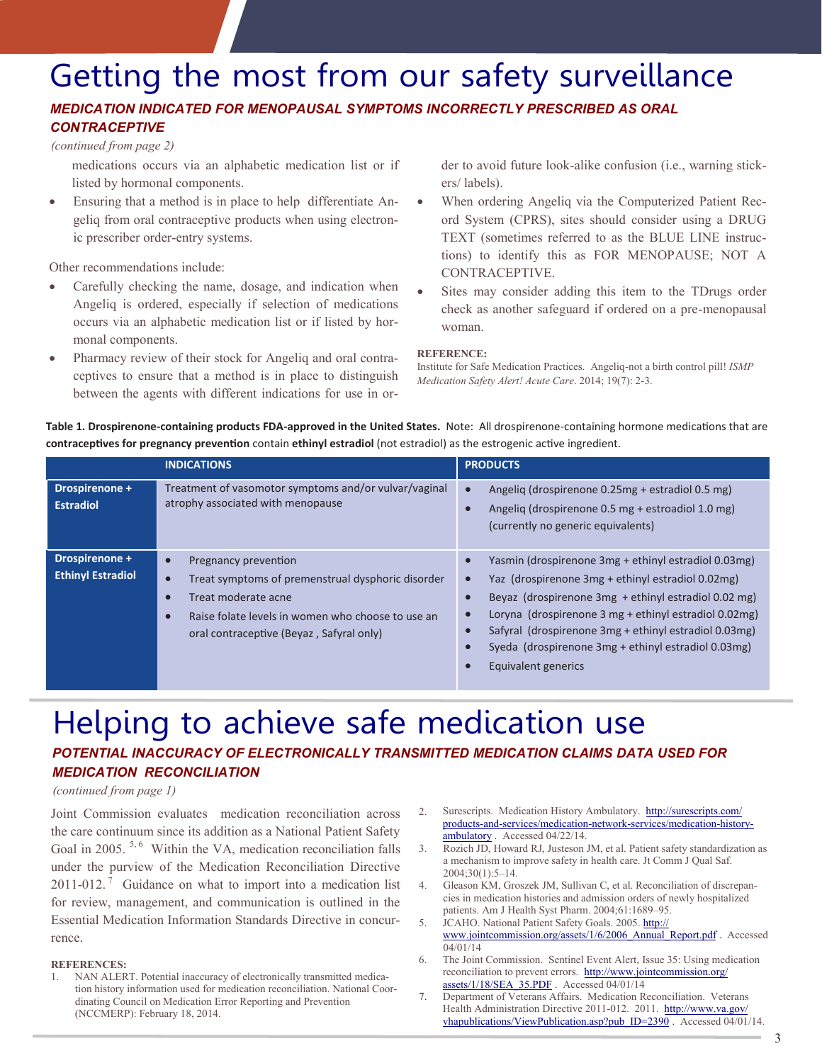# Getting the most from our safety surveillance

## *MEDICATION INDICATED FOR MENOPAUSAL SYMPTOMS INCORRECTLY PRESCRIBED AS ORAL CONTRACEPTIVE*

*(continued from page 2)*

medications occurs via an alphabetic medication list or if listed by hormonal components.

- Ensuring that a method is in place to help differentiate Angeliq from oral contraceptive products when using electronic prescriber order-entry systems.

Other recommendations include:

- Carefully checking the name, dosage, and indication when Angeliq is ordered, especially if selection of medications occurs via an alphabetic medication list or if listed by hormonal components.
- Pharmacy review of their stock for Angeliq and oral contraceptives to ensure that a method is in place to distinguish between the agents with different indications for use in order to avoid future look-alike confusion (i.e., warning stickers/ labels).
- When ordering Angeliq via the Computerized Patient Record System (CPRS), sites should consider using a DRUG TEXT (sometimes referred to as the BLUE LINE instructions) to identify this as FOR MENOPAUSE; NOT A CONTRACEPTIVE.
- Sites may consider adding this item to the TDrugs order check as another safeguard if ordered on a pre-menopausal woman.

**REFERENCE:**
Institute for Safe Medication Practices. Angeliq-not a birth control pill! *ISMP Medication Safety Alert! Acute Care*. 2014; 19(7): 2-3.

**Table 1. Drospirenone-containing products FDA-approved in the United States.** Note: All drospirenone-containing hormone medications that are **contraceptives for pregnancy prevention** contain **ethinyl estradiol** (not estradiol) as the estrogenic active ingredient.

| | INDICATIONS | PRODUCTS |
|---|---|---|
| **Drospirenone + Estradiol** | Treatment of vasomotor symptoms and/or vulvar/vaginal atrophy associated with menopause | • Angeliq (drospirenone 0.25mg + estradiol 0.5 mg)<br>• Angeliq (drospirenone 0.5 mg + estroadiol 1.0 mg) (currently no generic equivalents) |
| **Drospirenone + Ethinyl Estradiol** | • Pregnancy prevention<br>• Treat symptoms of premenstrual dysphoric disorder<br>• Treat moderate acne<br>• Raise folate levels in women who choose to use an oral contraceptive (Beyaz , Safyral only) | • Yasmin (drospirenone 3mg + ethinyl estradiol 0.03mg)<br>• Yaz (drospirenone 3mg + ethinyl estradiol 0.02mg)<br>• Beyaz (drospirenone 3mg + ethinyl estradiol 0.02 mg)<br>• Loryna (drospirenone 3 mg + ethinyl estradiol 0.02mg)<br>• Safyral (drospirenone 3mg + ethinyl estradiol 0.03mg)<br>• Syeda (drospirenone 3mg + ethinyl estradiol 0.03mg)<br>• Equivalent generics |

# Helping to achieve safe medication use

## *POTENTIAL INACCURACY OF ELECTRONICALLY TRANSMITTED MEDICATION CLAIMS DATA USED FOR MEDICATION RECONCILIATION*

*(continued from page 1)*

Joint Commission evaluates medication reconciliation across the care continuum since its addition as a National Patient Safety Goal in 2005.[5, 6] Within the VA, medication reconciliation falls under the purview of the Medication Reconciliation Directive 2011-012.[7] Guidance on what to import into a medication list for review, management, and communication is outlined in the Essential Medication Information Standards Directive in concurrence.

**REFERENCES:**

1. NAN ALERT. Potential inaccuracy of electronically transmitted medication history information used for medication reconciliation. National Coordinating Council on Medication Error Reporting and Prevention (NCCMERP): February 18, 2014.
2. Surescripts. Medication History Ambulatory. http://surescripts.com/products-and-services/medication-network-services/medication-history-ambulatory . Accessed 04/22/14.
3. Rozich JD, Howard RJ, Justeson JM, et al. Patient safety standardization as a mechanism to improve safety in health care. Jt Comm J Qual Saf. 2004;30(1):5–14.
4. Gleason KM, Groszek JM, Sullivan C, et al. Reconciliation of discrepancies in medication histories and admission orders of newly hospitalized patients. Am J Health Syst Pharm. 2004;61:1689–95.
5. JCAHO. National Patient Safety Goals. 2005. http://www.jointcommission.org/assets/1/6/2006_Annual_Report.pdf . Accessed 04/01/14
6. The Joint Commission. Sentinel Event Alert, Issue 35: Using medication reconciliation to prevent errors. http://www.jointcommission.org/assets/1/18/SEA_35.PDF . Accessed 04/01/14
7. Department of Veterans Affairs. Medication Reconciliation. Veterans Health Administration Directive 2011-012. 2011. http://www.va.gov/vhapublications/ViewPublication.asp?pub_ID=2390 . Accessed 04/01/14.